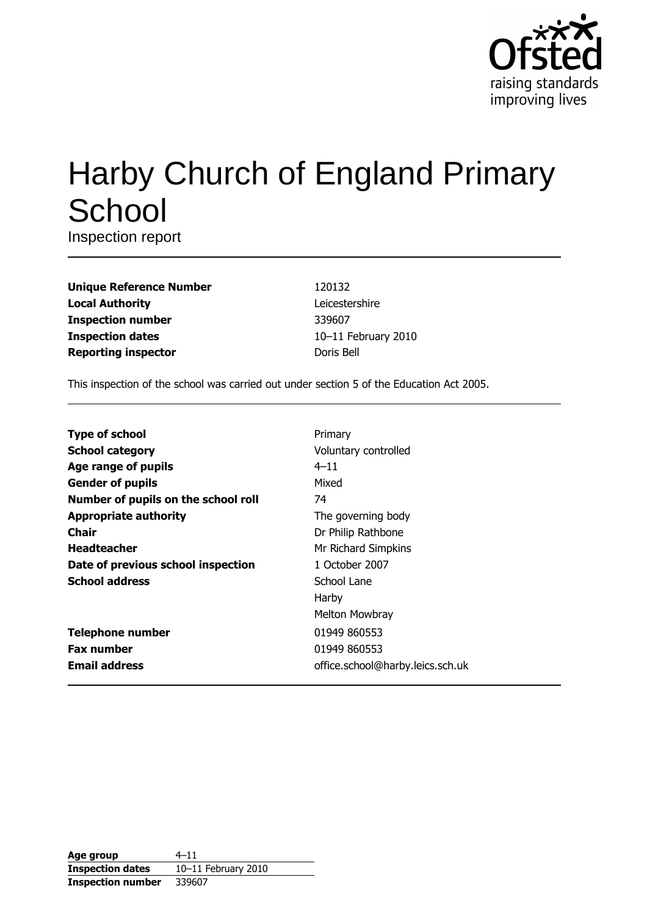Ofsted
raising standards
improving lives

# Harby Church of England Primary School

Inspection report

| | |
|---|---|
| **Unique Reference Number** | 120132 |
| **Local Authority** | Leicestershire |
| **Inspection number** | 339607 |
| **Inspection dates** | 10–11 February 2010 |
| **Reporting inspector** | Doris Bell |

This inspection of the school was carried out under section 5 of the Education Act 2005.

| | |
|---|---|
| **Type of school** | Primary |
| **School category** | Voluntary controlled |
| **Age range of pupils** | 4–11 |
| **Gender of pupils** | Mixed |
| **Number of pupils on the school roll** | 74 |
| **Appropriate authority** | The governing body |
| **Chair** | Dr Philip Rathbone |
| **Headteacher** | Mr Richard Simpkins |
| **Date of previous school inspection** | 1 October 2007 |
| **School address** | School Lane<br>Harby<br>Melton Mowbray |
| **Telephone number** | 01949 860553 |
| **Fax number** | 01949 860553 |
| **Email address** | office.school@harby.leics.sch.uk |

| | |
|---|---|
| **Age group** | 4–11 |
| **Inspection dates** | 10–11 February 2010 |
| **Inspection number** | 339607 |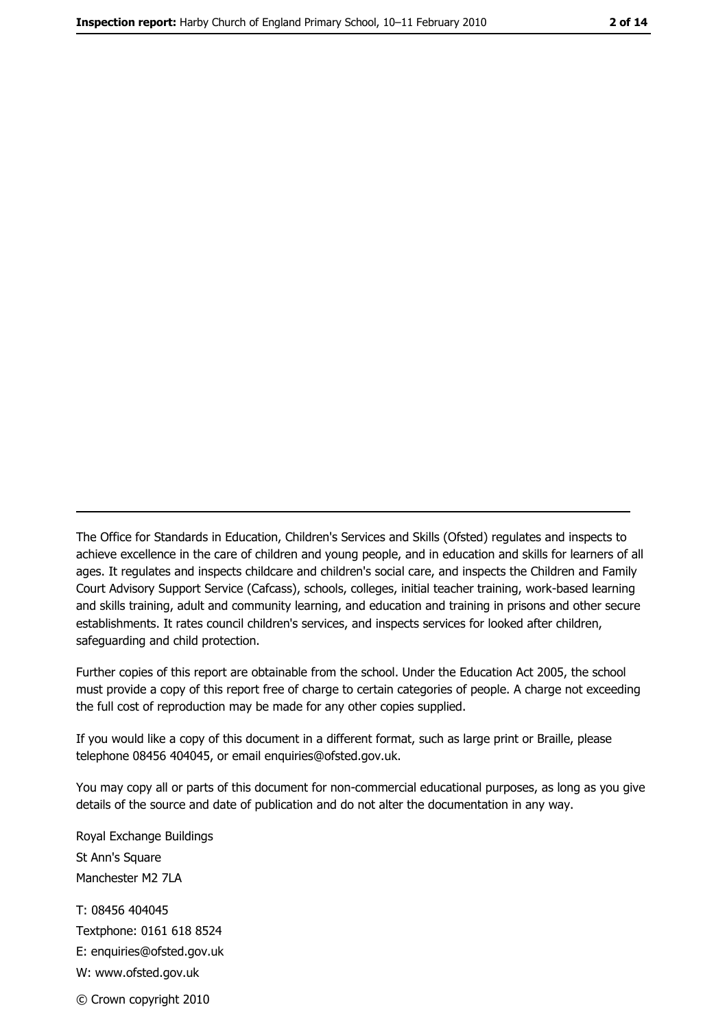---

The Office for Standards in Education, Children's Services and Skills (Ofsted) regulates and inspects to achieve excellence in the care of children and young people, and in education and skills for learners of all ages. It regulates and inspects childcare and children's social care, and inspects the Children and Family Court Advisory Support Service (Cafcass), schools, colleges, initial teacher training, work-based learning and skills training, adult and community learning, and education and training in prisons and other secure establishments. It rates council children's services, and inspects services for looked after children, safeguarding and child protection.

Further copies of this report are obtainable from the school. Under the Education Act 2005, the school must provide a copy of this report free of charge to certain categories of people. A charge not exceeding the full cost of reproduction may be made for any other copies supplied.

If you would like a copy of this document in a different format, such as large print or Braille, please telephone 08456 404045, or email enquiries@ofsted.gov.uk.

You may copy all or parts of this document for non-commercial educational purposes, as long as you give details of the source and date of publication and do not alter the documentation in any way.

Royal Exchange Buildings
St Ann's Square
Manchester M2 7LA

T: 08456 404045
Textphone: 0161 618 8524
E: enquiries@ofsted.gov.uk
W: www.ofsted.gov.uk

© Crown copyright 2010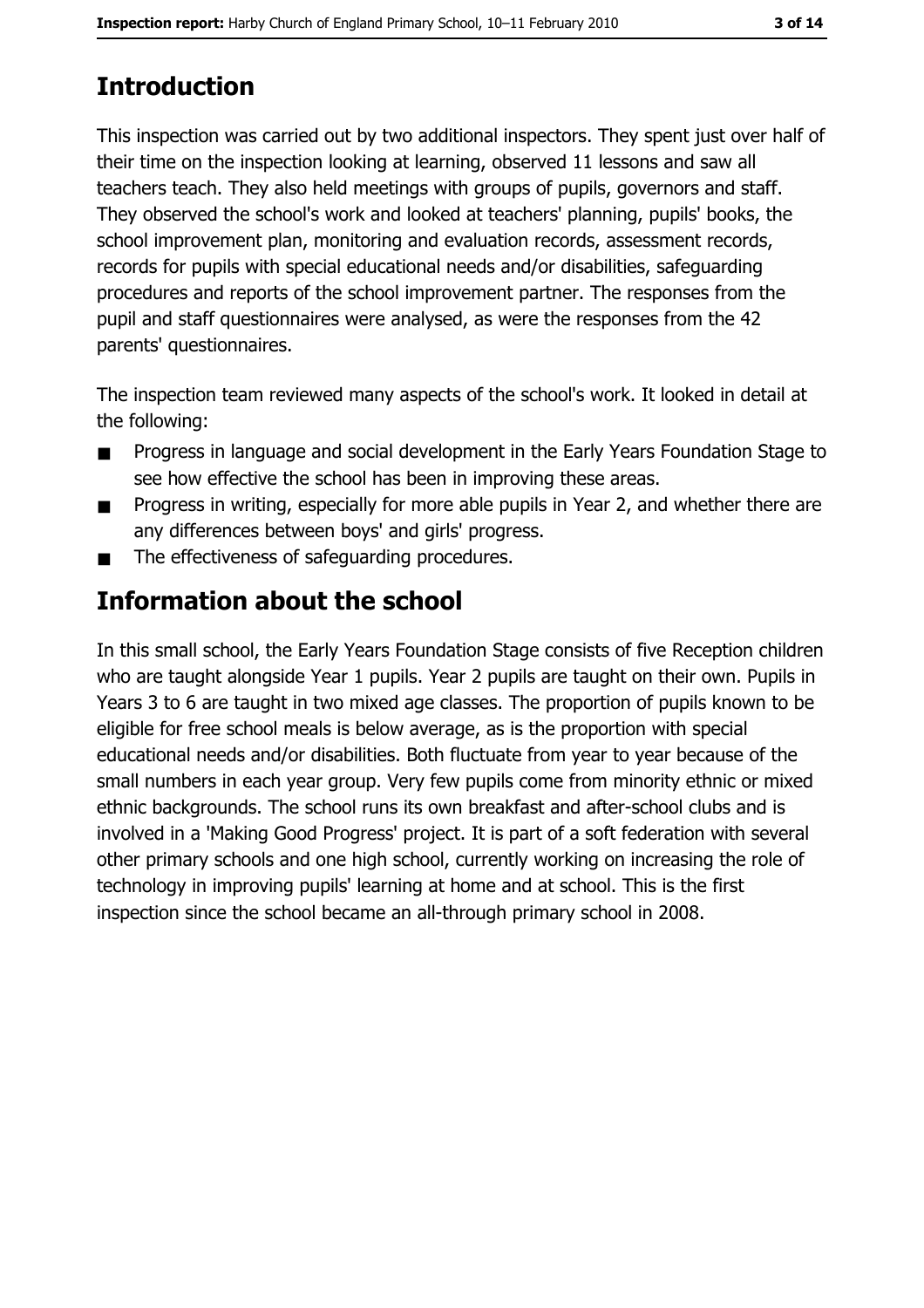## Introduction

This inspection was carried out by two additional inspectors. They spent just over half of their time on the inspection looking at learning, observed 11 lessons and saw all teachers teach. They also held meetings with groups of pupils, governors and staff. They observed the school's work and looked at teachers' planning, pupils' books, the school improvement plan, monitoring and evaluation records, assessment records, records for pupils with special educational needs and/or disabilities, safeguarding procedures and reports of the school improvement partner. The responses from the pupil and staff questionnaires were analysed, as were the responses from the 42 parents' questionnaires.

The inspection team reviewed many aspects of the school's work. It looked in detail at the following:

- Progress in language and social development in the Early Years Foundation Stage to see how effective the school has been in improving these areas.
- Progress in writing, especially for more able pupils in Year 2, and whether there are any differences between boys' and girls' progress.
- The effectiveness of safeguarding procedures.

## Information about the school

In this small school, the Early Years Foundation Stage consists of five Reception children who are taught alongside Year 1 pupils. Year 2 pupils are taught on their own. Pupils in Years 3 to 6 are taught in two mixed age classes. The proportion of pupils known to be eligible for free school meals is below average, as is the proportion with special educational needs and/or disabilities. Both fluctuate from year to year because of the small numbers in each year group. Very few pupils come from minority ethnic or mixed ethnic backgrounds. The school runs its own breakfast and after-school clubs and is involved in a 'Making Good Progress' project. It is part of a soft federation with several other primary schools and one high school, currently working on increasing the role of technology in improving pupils' learning at home and at school. This is the first inspection since the school became an all-through primary school in 2008.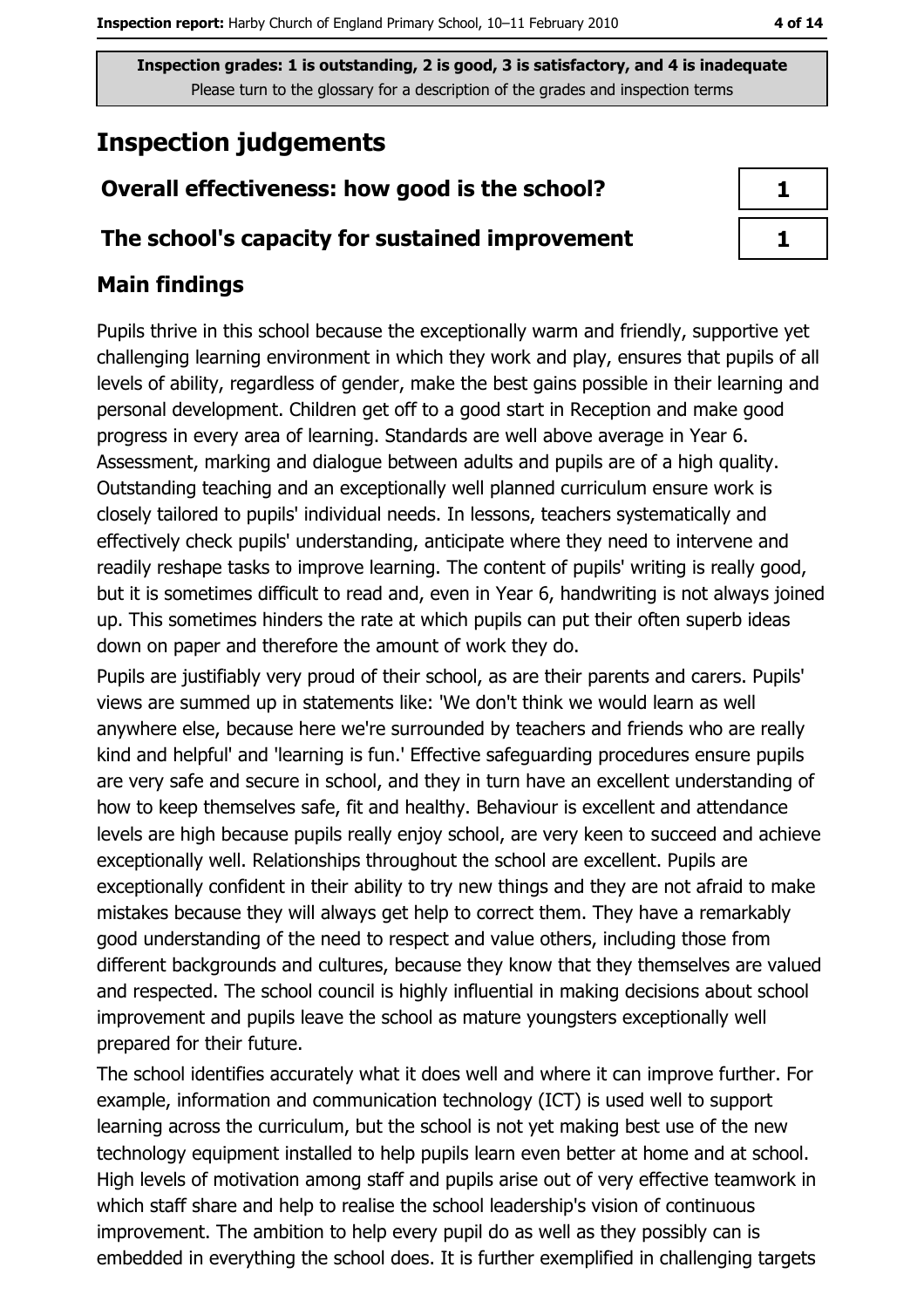**Inspection grades: 1 is outstanding, 2 is good, 3 is satisfactory, and 4 is inadequate**
Please turn to the glossary for a description of the grades and inspection terms

# Inspection judgements

| | |
|---|---|
| **Overall effectiveness: how good is the school?** | **1** |
| **The school's capacity for sustained improvement** | **1** |

## Main findings

Pupils thrive in this school because the exceptionally warm and friendly, supportive yet challenging learning environment in which they work and play, ensures that pupils of all levels of ability, regardless of gender, make the best gains possible in their learning and personal development. Children get off to a good start in Reception and make good progress in every area of learning. Standards are well above average in Year 6. Assessment, marking and dialogue between adults and pupils are of a high quality. Outstanding teaching and an exceptionally well planned curriculum ensure work is closely tailored to pupils' individual needs. In lessons, teachers systematically and effectively check pupils' understanding, anticipate where they need to intervene and readily reshape tasks to improve learning. The content of pupils' writing is really good, but it is sometimes difficult to read and, even in Year 6, handwriting is not always joined up. This sometimes hinders the rate at which pupils can put their often superb ideas down on paper and therefore the amount of work they do.

Pupils are justifiably very proud of their school, as are their parents and carers. Pupils' views are summed up in statements like: 'We don't think we would learn as well anywhere else, because here we're surrounded by teachers and friends who are really kind and helpful' and 'learning is fun.' Effective safeguarding procedures ensure pupils are very safe and secure in school, and they in turn have an excellent understanding of how to keep themselves safe, fit and healthy. Behaviour is excellent and attendance levels are high because pupils really enjoy school, are very keen to succeed and achieve exceptionally well. Relationships throughout the school are excellent. Pupils are exceptionally confident in their ability to try new things and they are not afraid to make mistakes because they will always get help to correct them. They have a remarkably good understanding of the need to respect and value others, including those from different backgrounds and cultures, because they know that they themselves are valued and respected. The school council is highly influential in making decisions about school improvement and pupils leave the school as mature youngsters exceptionally well prepared for their future.

The school identifies accurately what it does well and where it can improve further. For example, information and communication technology (ICT) is used well to support learning across the curriculum, but the school is not yet making best use of the new technology equipment installed to help pupils learn even better at home and at school. High levels of motivation among staff and pupils arise out of very effective teamwork in which staff share and help to realise the school leadership's vision of continuous improvement. The ambition to help every pupil do as well as they possibly can is embedded in everything the school does. It is further exemplified in challenging targets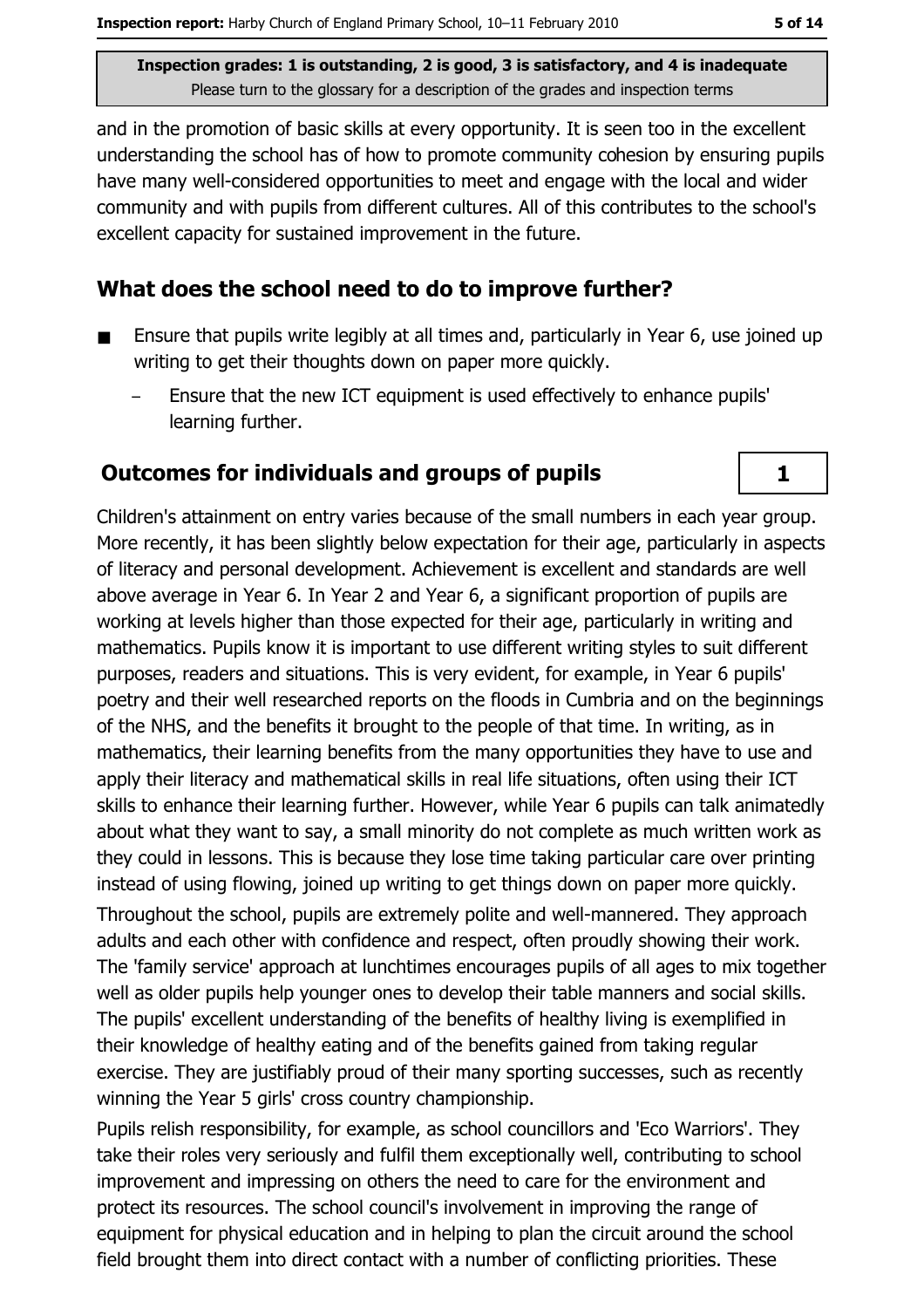and in the promotion of basic skills at every opportunity. It is seen too in the excellent understanding the school has of how to promote community cohesion by ensuring pupils have many well-considered opportunities to meet and engage with the local and wider community and with pupils from different cultures. All of this contributes to the school's excellent capacity for sustained improvement in the future.

## What does the school need to do to improve further?

- Ensure that pupils write legibly at all times and, particularly in Year 6, use joined up writing to get their thoughts down on paper more quickly.
  - Ensure that the new ICT equipment is used effectively to enhance pupils' learning further.

## Outcomes for individuals and groups of pupils

**1**

Children's attainment on entry varies because of the small numbers in each year group. More recently, it has been slightly below expectation for their age, particularly in aspects of literacy and personal development. Achievement is excellent and standards are well above average in Year 6. In Year 2 and Year 6, a significant proportion of pupils are working at levels higher than those expected for their age, particularly in writing and mathematics. Pupils know it is important to use different writing styles to suit different purposes, readers and situations. This is very evident, for example, in Year 6 pupils' poetry and their well researched reports on the floods in Cumbria and on the beginnings of the NHS, and the benefits it brought to the people of that time. In writing, as in mathematics, their learning benefits from the many opportunities they have to use and apply their literacy and mathematical skills in real life situations, often using their ICT skills to enhance their learning further. However, while Year 6 pupils can talk animatedly about what they want to say, a small minority do not complete as much written work as they could in lessons. This is because they lose time taking particular care over printing instead of using flowing, joined up writing to get things down on paper more quickly.

Throughout the school, pupils are extremely polite and well-mannered. They approach adults and each other with confidence and respect, often proudly showing their work. The 'family service' approach at lunchtimes encourages pupils of all ages to mix together well as older pupils help younger ones to develop their table manners and social skills. The pupils' excellent understanding of the benefits of healthy living is exemplified in their knowledge of healthy eating and of the benefits gained from taking regular exercise. They are justifiably proud of their many sporting successes, such as recently winning the Year 5 girls' cross country championship.

Pupils relish responsibility, for example, as school councillors and 'Eco Warriors'. They take their roles very seriously and fulfil them exceptionally well, contributing to school improvement and impressing on others the need to care for the environment and protect its resources. The school council's involvement in improving the range of equipment for physical education and in helping to plan the circuit around the school field brought them into direct contact with a number of conflicting priorities. These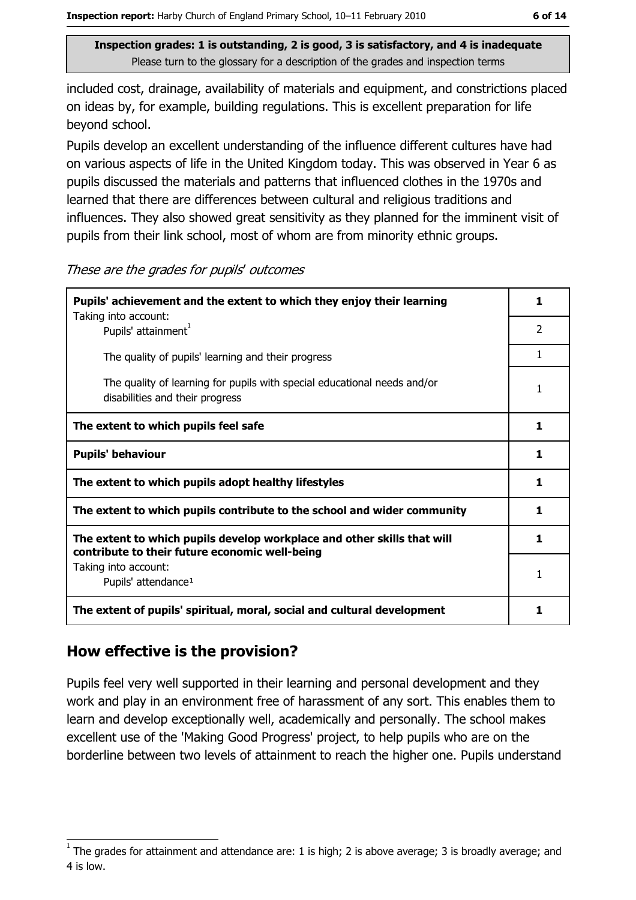**Inspection grades: 1 is outstanding, 2 is good, 3 is satisfactory, and 4 is inadequate**
Please turn to the glossary for a description of the grades and inspection terms

included cost, drainage, availability of materials and equipment, and constrictions placed on ideas by, for example, building regulations. This is excellent preparation for life beyond school.

Pupils develop an excellent understanding of the influence different cultures have had on various aspects of life in the United Kingdom today. This was observed in Year 6 as pupils discussed the materials and patterns that influenced clothes in the 1970s and learned that there are differences between cultural and religious traditions and influences. They also showed great sensitivity as they planned for the imminent visit of pupils from their link school, most of whom are from minority ethnic groups.

*These are the grades for pupils' outcomes*

| | |
|---|---|
| **Pupils' achievement and the extent to which they enjoy their learning** | **1** |
| Taking into account: Pupils' attainment[1] | 2 |
| The quality of pupils' learning and their progress | 1 |
| The quality of learning for pupils with special educational needs and/or disabilities and their progress | 1 |
| **The extent to which pupils feel safe** | **1** |
| **Pupils' behaviour** | **1** |
| **The extent to which pupils adopt healthy lifestyles** | **1** |
| **The extent to which pupils contribute to the school and wider community** | **1** |
| **The extent to which pupils develop workplace and other skills that will contribute to their future economic well-being** | **1** |
| Taking into account: Pupils' attendance[1] | 1 |
| **The extent of pupils' spiritual, moral, social and cultural development** | **1** |

## How effective is the provision?

Pupils feel very well supported in their learning and personal development and they work and play in an environment free of harassment of any sort. This enables them to learn and develop exceptionally well, academically and personally. The school makes excellent use of the 'Making Good Progress' project, to help pupils who are on the borderline between two levels of attainment to reach the higher one. Pupils understand

[1] The grades for attainment and attendance are: 1 is high; 2 is above average; 3 is broadly average; and 4 is low.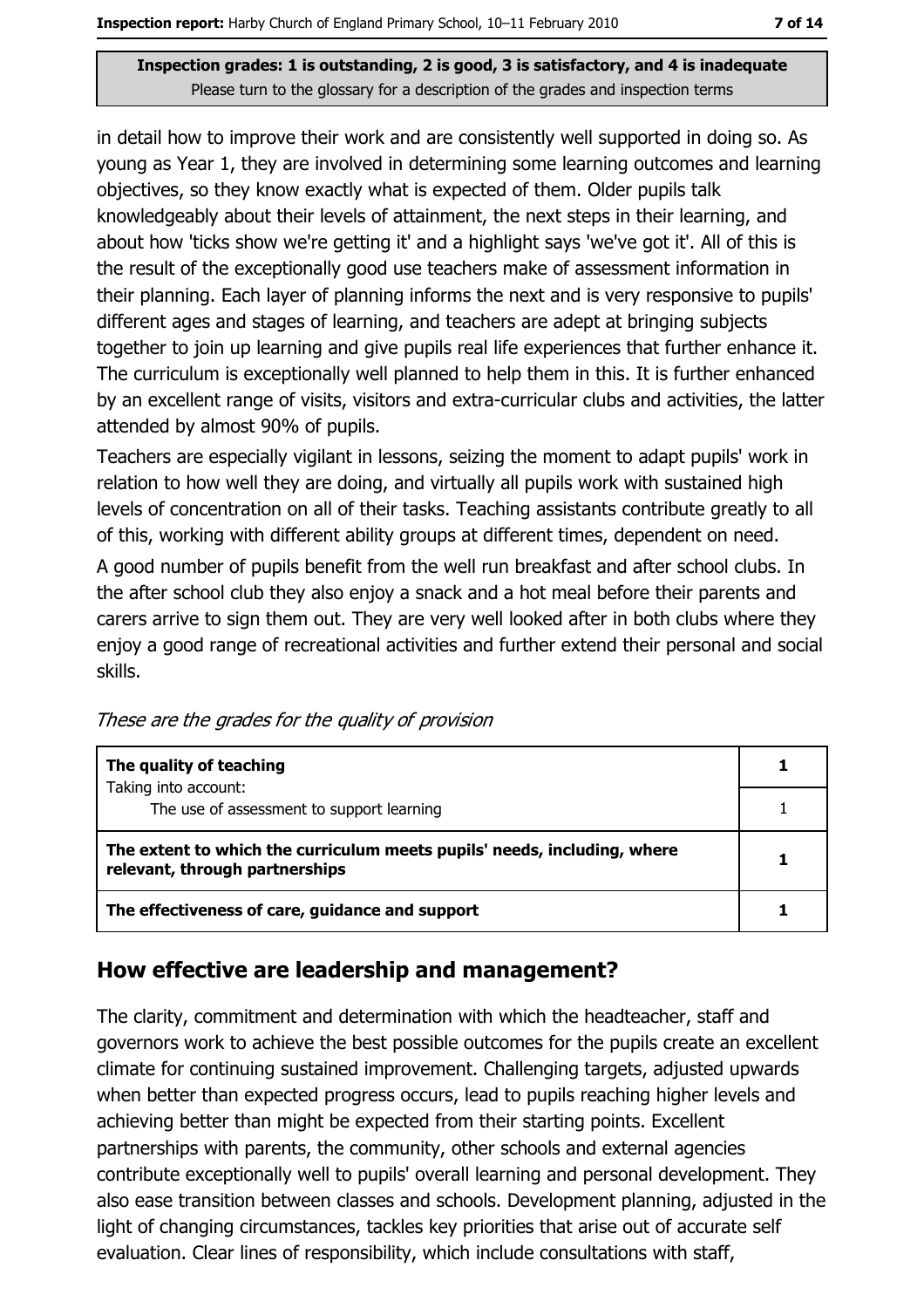**Inspection grades: 1 is outstanding, 2 is good, 3 is satisfactory, and 4 is inadequate**
Please turn to the glossary for a description of the grades and inspection terms

in detail how to improve their work and are consistently well supported in doing so. As young as Year 1, they are involved in determining some learning outcomes and learning objectives, so they know exactly what is expected of them. Older pupils talk knowledgeably about their levels of attainment, the next steps in their learning, and about how 'ticks show we're getting it' and a highlight says 'we've got it'. All of this is the result of the exceptionally good use teachers make of assessment information in their planning. Each layer of planning informs the next and is very responsive to pupils' different ages and stages of learning, and teachers are adept at bringing subjects together to join up learning and give pupils real life experiences that further enhance it. The curriculum is exceptionally well planned to help them in this. It is further enhanced by an excellent range of visits, visitors and extra-curricular clubs and activities, the latter attended by almost 90% of pupils.

Teachers are especially vigilant in lessons, seizing the moment to adapt pupils' work in relation to how well they are doing, and virtually all pupils work with sustained high levels of concentration on all of their tasks. Teaching assistants contribute greatly to all of this, working with different ability groups at different times, dependent on need.

A good number of pupils benefit from the well run breakfast and after school clubs. In the after school club they also enjoy a snack and a hot meal before their parents and carers arrive to sign them out. They are very well looked after in both clubs where they enjoy a good range of recreational activities and further extend their personal and social skills.

*These are the grades for the quality of provision*

| | |
|---|---|
| **The quality of teaching** | **1** |
| Taking into account: The use of assessment to support learning | 1 |
| **The extent to which the curriculum meets pupils' needs, including, where relevant, through partnerships** | **1** |
| **The effectiveness of care, guidance and support** | **1** |

## How effective are leadership and management?

The clarity, commitment and determination with which the headteacher, staff and governors work to achieve the best possible outcomes for the pupils create an excellent climate for continuing sustained improvement. Challenging targets, adjusted upwards when better than expected progress occurs, lead to pupils reaching higher levels and achieving better than might be expected from their starting points. Excellent partnerships with parents, the community, other schools and external agencies contribute exceptionally well to pupils' overall learning and personal development. They also ease transition between classes and schools. Development planning, adjusted in the light of changing circumstances, tackles key priorities that arise out of accurate self evaluation. Clear lines of responsibility, which include consultations with staff,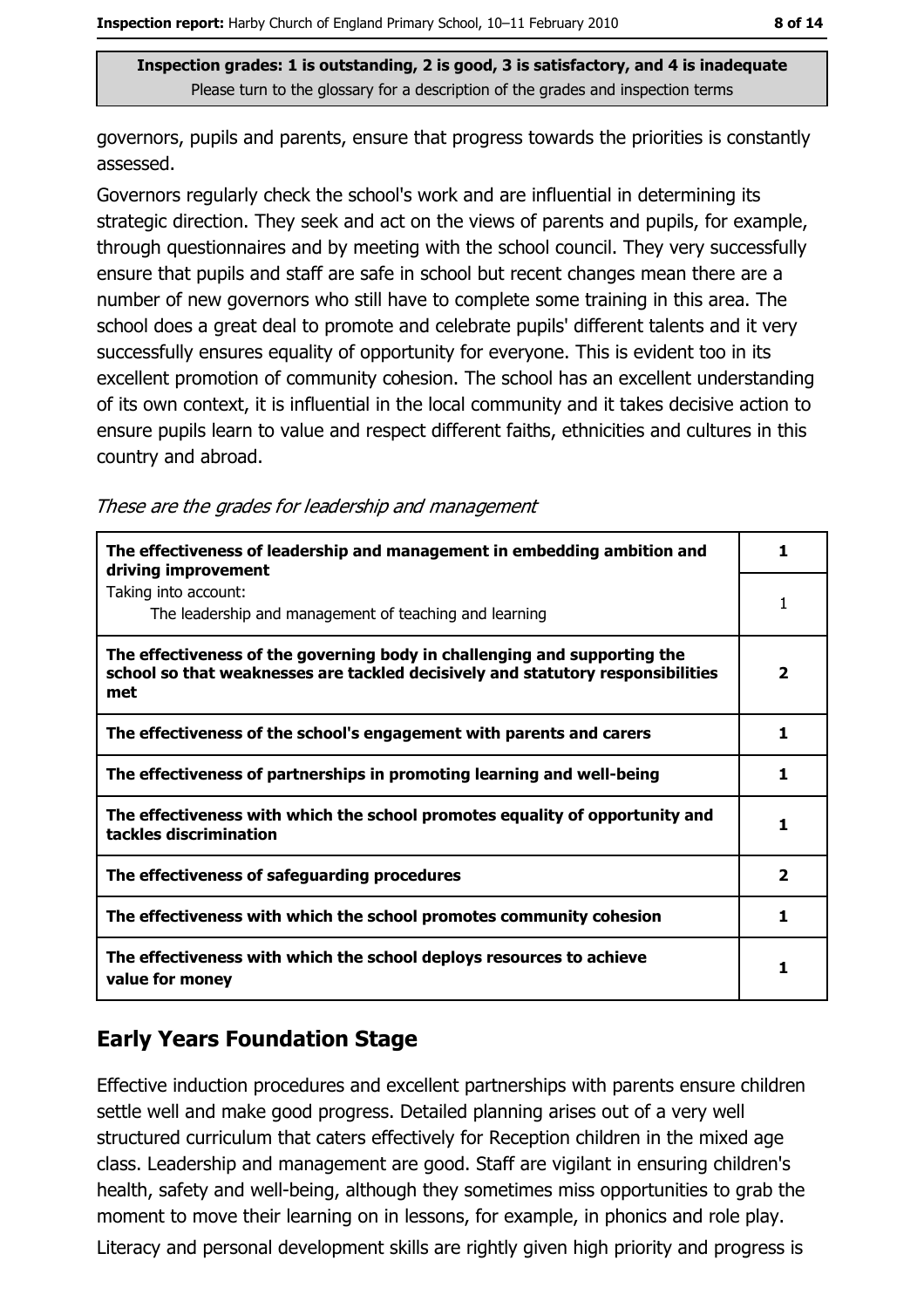governors, pupils and parents, ensure that progress towards the priorities is constantly assessed.

Governors regularly check the school's work and are influential in determining its strategic direction. They seek and act on the views of parents and pupils, for example, through questionnaires and by meeting with the school council. They very successfully ensure that pupils and staff are safe in school but recent changes mean there are a number of new governors who still have to complete some training in this area. The school does a great deal to promote and celebrate pupils' different talents and it very successfully ensures equality of opportunity for everyone. This is evident too in its excellent promotion of community cohesion. The school has an excellent understanding of its own context, it is influential in the local community and it takes decisive action to ensure pupils learn to value and respect different faiths, ethnicities and cultures in this country and abroad.

*These are the grades for leadership and management*

| | |
|---|---|
| **The effectiveness of leadership and management in embedding ambition and driving improvement** | **1** |
| Taking into account: The leadership and management of teaching and learning | 1 |
| **The effectiveness of the governing body in challenging and supporting the school so that weaknesses are tackled decisively and statutory responsibilities met** | **2** |
| **The effectiveness of the school's engagement with parents and carers** | **1** |
| **The effectiveness of partnerships in promoting learning and well-being** | **1** |
| **The effectiveness with which the school promotes equality of opportunity and tackles discrimination** | **1** |
| **The effectiveness of safeguarding procedures** | **2** |
| **The effectiveness with which the school promotes community cohesion** | **1** |
| **The effectiveness with which the school deploys resources to achieve value for money** | **1** |

## Early Years Foundation Stage

Effective induction procedures and excellent partnerships with parents ensure children settle well and make good progress. Detailed planning arises out of a very well structured curriculum that caters effectively for Reception children in the mixed age class. Leadership and management are good. Staff are vigilant in ensuring children's health, safety and well-being, although they sometimes miss opportunities to grab the moment to move their learning on in lessons, for example, in phonics and role play.

Literacy and personal development skills are rightly given high priority and progress is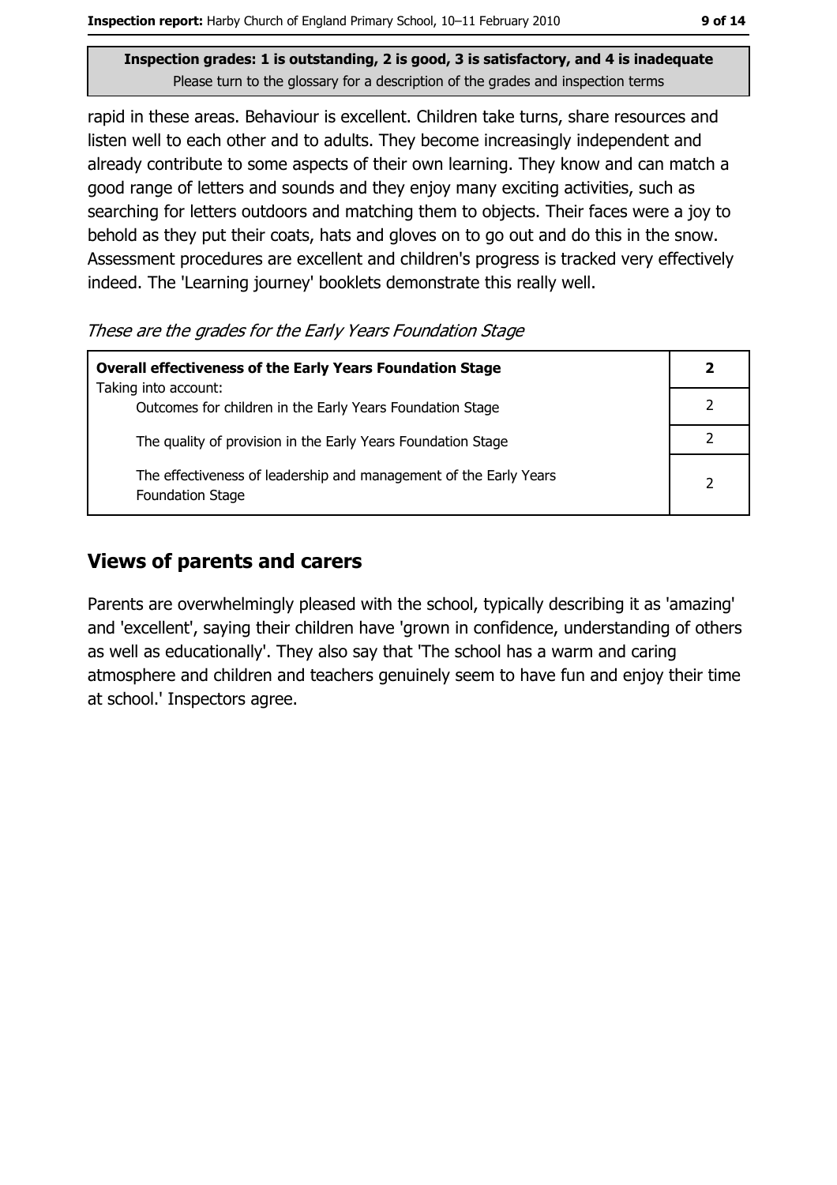rapid in these areas. Behaviour is excellent. Children take turns, share resources and listen well to each other and to adults. They become increasingly independent and already contribute to some aspects of their own learning. They know and can match a good range of letters and sounds and they enjoy many exciting activities, such as searching for letters outdoors and matching them to objects. Their faces were a joy to behold as they put their coats, hats and gloves on to go out and do this in the snow. Assessment procedures are excellent and children's progress is tracked very effectively indeed. The 'Learning journey' booklets demonstrate this really well.

*These are the grades for the Early Years Foundation Stage*

| **Overall effectiveness of the Early Years Foundation Stage** | **2** |
|---|---|
| Taking into account: Outcomes for children in the Early Years Foundation Stage | 2 |
| The quality of provision in the Early Years Foundation Stage | 2 |
| The effectiveness of leadership and management of the Early Years Foundation Stage | 2 |

## Views of parents and carers

Parents are overwhelmingly pleased with the school, typically describing it as 'amazing' and 'excellent', saying their children have 'grown in confidence, understanding of others as well as educationally'. They also say that 'The school has a warm and caring atmosphere and children and teachers genuinely seem to have fun and enjoy their time at school.' Inspectors agree.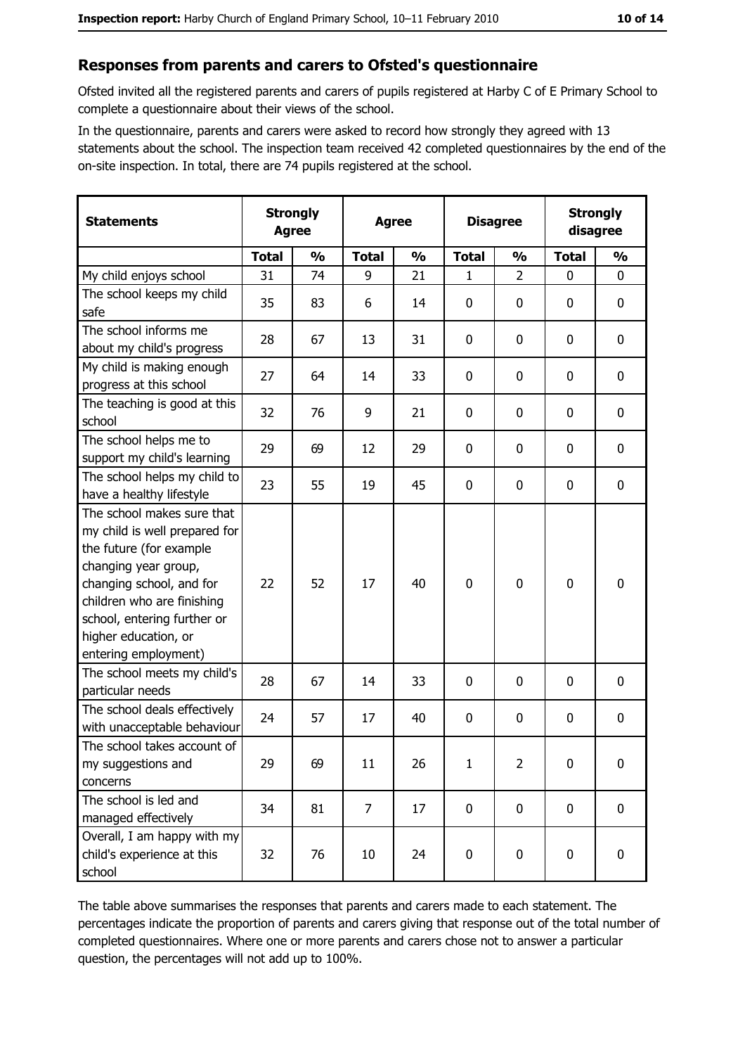## Responses from parents and carers to Ofsted's questionnaire

Ofsted invited all the registered parents and carers of pupils registered at Harby C of E Primary School to complete a questionnaire about their views of the school.

In the questionnaire, parents and carers were asked to record how strongly they agreed with 13 statements about the school. The inspection team received 42 completed questionnaires by the end of the on-site inspection. In total, there are 74 pupils registered at the school.

| Statements | Strongly Agree | | Agree | | Disagree | | Strongly disagree | |
|---|---|---|---|---|---|---|---|---|
| | Total | % | Total | % | Total | % | Total | % |
| My child enjoys school | 31 | 74 | 9 | 21 | 1 | 2 | 0 | 0 |
| The school keeps my child safe | 35 | 83 | 6 | 14 | 0 | 0 | 0 | 0 |
| The school informs me about my child's progress | 28 | 67 | 13 | 31 | 0 | 0 | 0 | 0 |
| My child is making enough progress at this school | 27 | 64 | 14 | 33 | 0 | 0 | 0 | 0 |
| The teaching is good at this school | 32 | 76 | 9 | 21 | 0 | 0 | 0 | 0 |
| The school helps me to support my child's learning | 29 | 69 | 12 | 29 | 0 | 0 | 0 | 0 |
| The school helps my child to have a healthy lifestyle | 23 | 55 | 19 | 45 | 0 | 0 | 0 | 0 |
| The school makes sure that my child is well prepared for the future (for example changing year group, changing school, and for children who are finishing school, entering further or higher education, or entering employment) | 22 | 52 | 17 | 40 | 0 | 0 | 0 | 0 |
| The school meets my child's particular needs | 28 | 67 | 14 | 33 | 0 | 0 | 0 | 0 |
| The school deals effectively with unacceptable behaviour | 24 | 57 | 17 | 40 | 0 | 0 | 0 | 0 |
| The school takes account of my suggestions and concerns | 29 | 69 | 11 | 26 | 1 | 2 | 0 | 0 |
| The school is led and managed effectively | 34 | 81 | 7 | 17 | 0 | 0 | 0 | 0 |
| Overall, I am happy with my child's experience at this school | 32 | 76 | 10 | 24 | 0 | 0 | 0 | 0 |

The table above summarises the responses that parents and carers made to each statement. The percentages indicate the proportion of parents and carers giving that response out of the total number of completed questionnaires. Where one or more parents and carers chose not to answer a particular question, the percentages will not add up to 100%.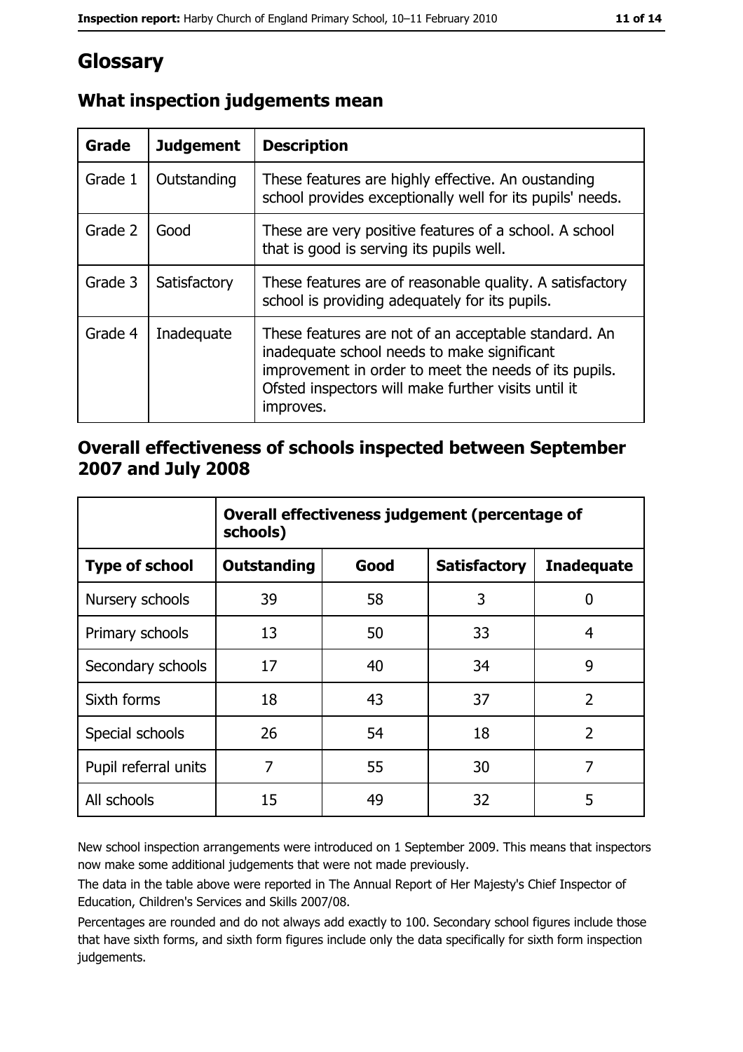# Glossary

## What inspection judgements mean

| Grade | Judgement | Description |
| --- | --- | --- |
| Grade 1 | Outstanding | These features are highly effective. An oustanding school provides exceptionally well for its pupils' needs. |
| Grade 2 | Good | These are very positive features of a school. A school that is good is serving its pupils well. |
| Grade 3 | Satisfactory | These features are of reasonable quality. A satisfactory school is providing adequately for its pupils. |
| Grade 4 | Inadequate | These features are not of an acceptable standard. An inadequate school needs to make significant improvement in order to meet the needs of its pupils. Ofsted inspectors will make further visits until it improves. |

## Overall effectiveness of schools inspected between September 2007 and July 2008

| | Overall effectiveness judgement (percentage of schools) | | | |
| --- | --- | --- | --- | --- |
| **Type of school** | **Outstanding** | **Good** | **Satisfactory** | **Inadequate** |
| Nursery schools | 39 | 58 | 3 | 0 |
| Primary schools | 13 | 50 | 33 | 4 |
| Secondary schools | 17 | 40 | 34 | 9 |
| Sixth forms | 18 | 43 | 37 | 2 |
| Special schools | 26 | 54 | 18 | 2 |
| Pupil referral units | 7 | 55 | 30 | 7 |
| All schools | 15 | 49 | 32 | 5 |

New school inspection arrangements were introduced on 1 September 2009. This means that inspectors now make some additional judgements that were not made previously.

The data in the table above were reported in The Annual Report of Her Majesty's Chief Inspector of Education, Children's Services and Skills 2007/08.

Percentages are rounded and do not always add exactly to 100. Secondary school figures include those that have sixth forms, and sixth form figures include only the data specifically for sixth form inspection judgements.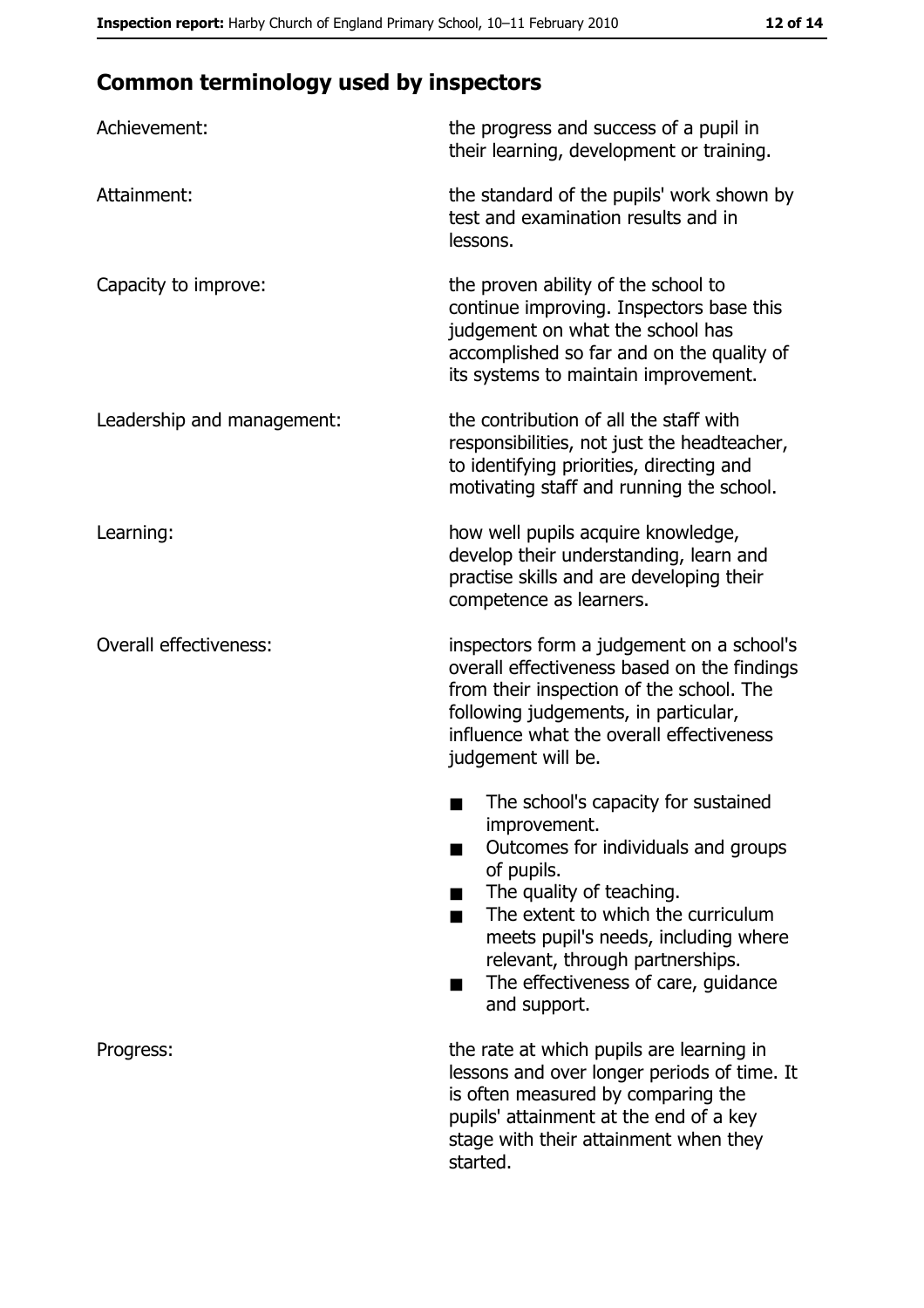## Common terminology used by inspectors

| | |
|---|---|
| Achievement: | the progress and success of a pupil in their learning, development or training. |
| Attainment: | the standard of the pupils' work shown by test and examination results and in lessons. |
| Capacity to improve: | the proven ability of the school to continue improving. Inspectors base this judgement on what the school has accomplished so far and on the quality of its systems to maintain improvement. |
| Leadership and management: | the contribution of all the staff with responsibilities, not just the headteacher, to identifying priorities, directing and motivating staff and running the school. |
| Learning: | how well pupils acquire knowledge, develop their understanding, learn and practise skills and are developing their competence as learners. |
| Overall effectiveness: | inspectors form a judgement on a school's overall effectiveness based on the findings from their inspection of the school. The following judgements, in particular, influence what the overall effectiveness judgement will be.<br>■ The school's capacity for sustained improvement.<br>■ Outcomes for individuals and groups of pupils.<br>■ The quality of teaching.<br>■ The extent to which the curriculum meets pupil's needs, including where relevant, through partnerships.<br>■ The effectiveness of care, guidance and support. |
| Progress: | the rate at which pupils are learning in lessons and over longer periods of time. It is often measured by comparing the pupils' attainment at the end of a key stage with their attainment when they started. |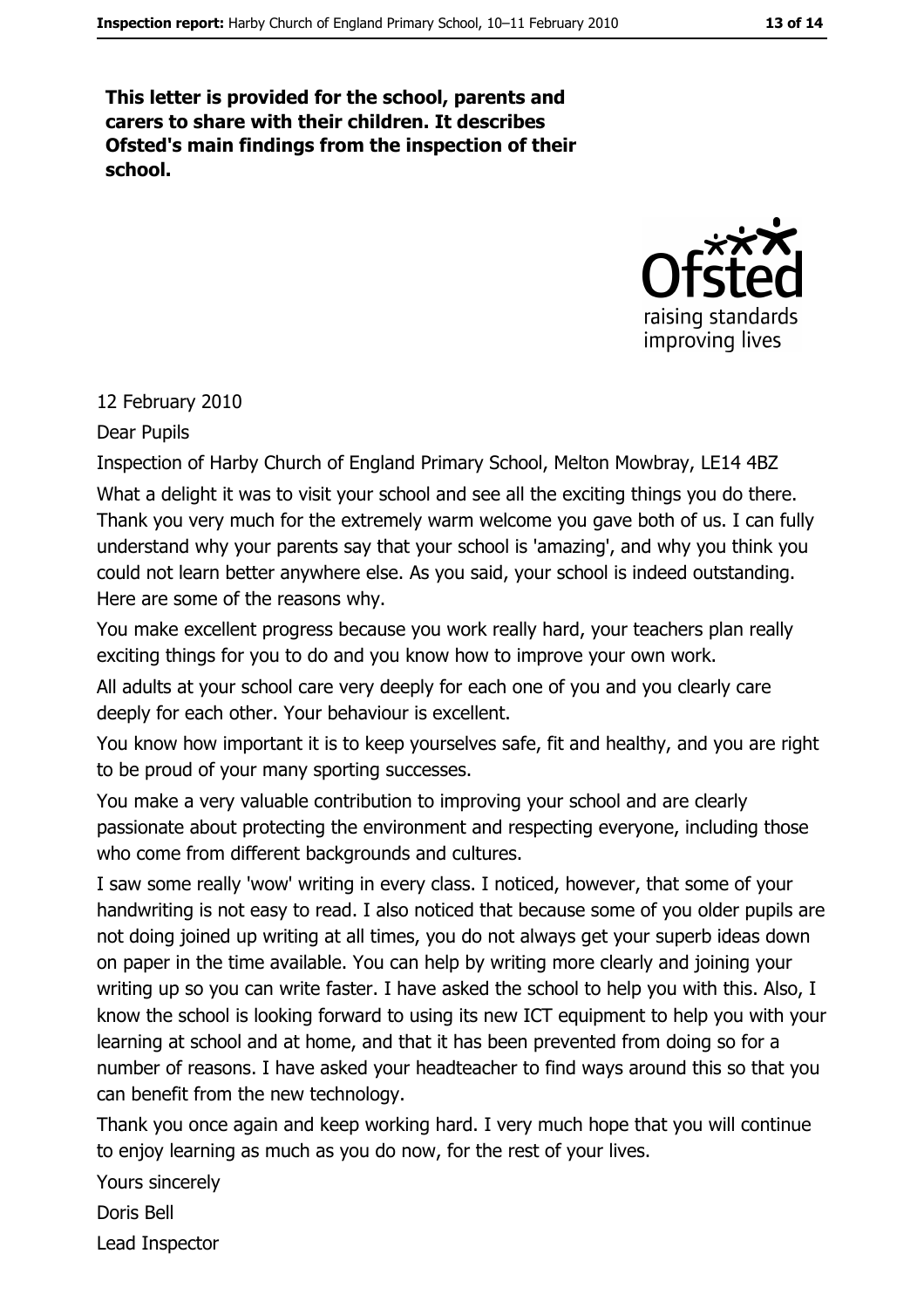**This letter is provided for the school, parents and carers to share with their children. It describes Ofsted's main findings from the inspection of their school.**

12 February 2010

Dear Pupils

Inspection of Harby Church of England Primary School, Melton Mowbray, LE14 4BZ

What a delight it was to visit your school and see all the exciting things you do there. Thank you very much for the extremely warm welcome you gave both of us. I can fully understand why your parents say that your school is 'amazing', and why you think you could not learn better anywhere else. As you said, your school is indeed outstanding. Here are some of the reasons why.

You make excellent progress because you work really hard, your teachers plan really exciting things for you to do and you know how to improve your own work.

All adults at your school care very deeply for each one of you and you clearly care deeply for each other. Your behaviour is excellent.

You know how important it is to keep yourselves safe, fit and healthy, and you are right to be proud of your many sporting successes.

You make a very valuable contribution to improving your school and are clearly passionate about protecting the environment and respecting everyone, including those who come from different backgrounds and cultures.

I saw some really 'wow' writing in every class. I noticed, however, that some of your handwriting is not easy to read. I also noticed that because some of you older pupils are not doing joined up writing at all times, you do not always get your superb ideas down on paper in the time available. You can help by writing more clearly and joining your writing up so you can write faster. I have asked the school to help you with this. Also, I know the school is looking forward to using its new ICT equipment to help you with your learning at school and at home, and that it has been prevented from doing so for a number of reasons. I have asked your headteacher to find ways around this so that you can benefit from the new technology.

Thank you once again and keep working hard. I very much hope that you will continue to enjoy learning as much as you do now, for the rest of your lives.

Yours sincerely

Doris Bell

Lead Inspector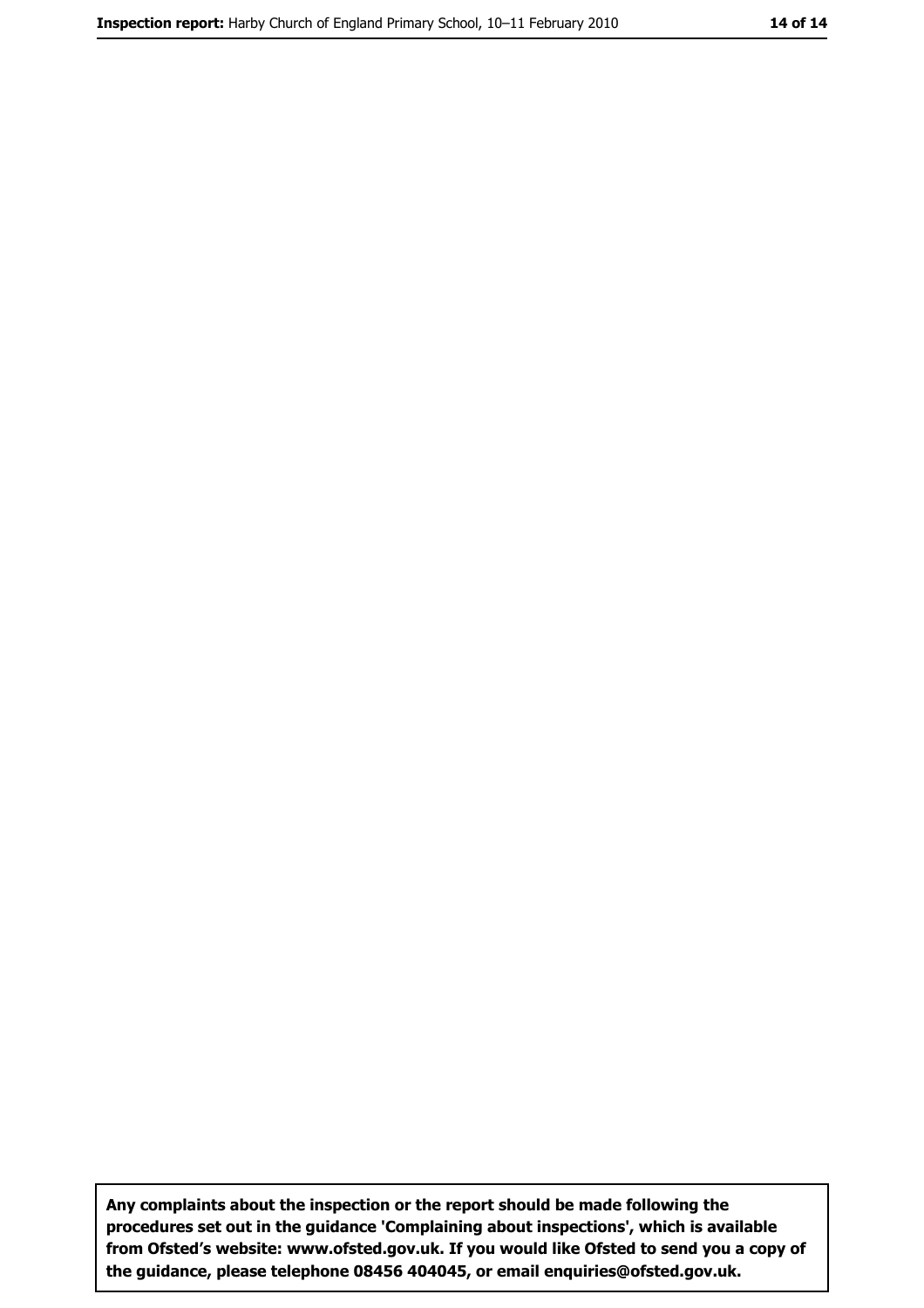**Any complaints about the inspection or the report should be made following the procedures set out in the guidance 'Complaining about inspections', which is available from Ofsted's website: www.ofsted.gov.uk. If you would like Ofsted to send you a copy of the guidance, please telephone 08456 404045, or email enquiries@ofsted.gov.uk.**